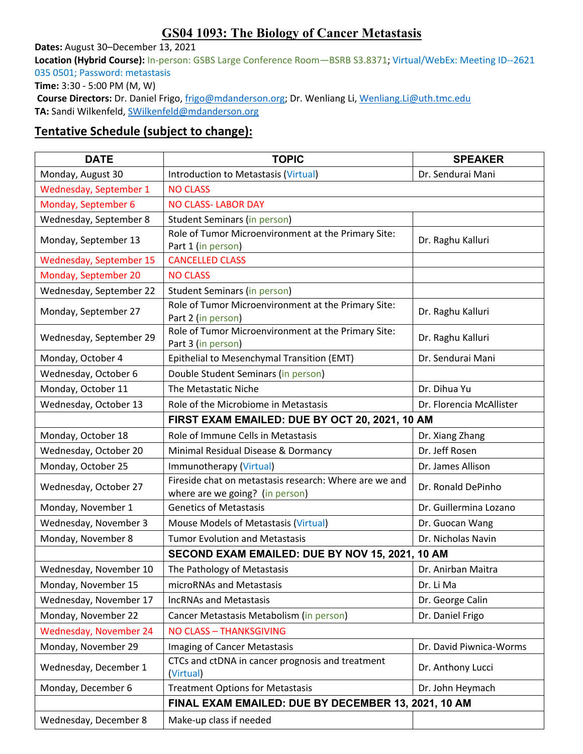# GS04 1093: The Biology of Cancer Metastasis

**Dates:** August 30–December 13, 2021
**Location (Hybrid Course):** In-person: GSBS Large Conference Room—BSRB S3.8371; Virtual/WebEx: Meeting ID--2621 035 0501; Password: metastasis
**Time:** 3:30 - 5:00 PM (M, W)
**Course Directors:** Dr. Daniel Frigo, frigo@mdanderson.org; Dr. Wenliang Li, Wenliang.Li@uth.tmc.edu
**TA:** Sandi Wilkenfeld, SWilkenfeld@mdanderson.org

## Tentative Schedule (subject to change):

| DATE | TOPIC | SPEAKER |
|---|---|---|
| Monday, August 30 | Introduction to Metastasis (Virtual) | Dr. Sendurai Mani |
| Wednesday, September 1 | NO CLASS | |
| Monday, September 6 | NO CLASS- LABOR DAY | |
| Wednesday, September 8 | Student Seminars (in person) | |
| Monday, September 13 | Role of Tumor Microenvironment at the Primary Site: Part 1 (in person) | Dr. Raghu Kalluri |
| Wednesday, September 15 | CANCELLED CLASS | |
| Monday, September 20 | NO CLASS | |
| Wednesday, September 22 | Student Seminars (in person) | |
| Monday, September 27 | Role of Tumor Microenvironment at the Primary Site: Part 2 (in person) | Dr. Raghu Kalluri |
| Wednesday, September 29 | Role of Tumor Microenvironment at the Primary Site: Part 3 (in person) | Dr. Raghu Kalluri |
| Monday, October 4 | Epithelial to Mesenchymal Transition (EMT) | Dr. Sendurai Mani |
| Wednesday, October 6 | Double Student Seminars (in person) | |
| Monday, October 11 | The Metastatic Niche | Dr. Dihua Yu |
| Wednesday, October 13 | Role of the Microbiome in Metastasis | Dr. Florencia McAllister |
| | **FIRST EXAM EMAILED: DUE BY OCT 20, 2021, 10 AM** | |
| Monday, October 18 | Role of Immune Cells in Metastasis | Dr. Xiang Zhang |
| Wednesday, October 20 | Minimal Residual Disease & Dormancy | Dr. Jeff Rosen |
| Monday, October 25 | Immunotherapy (Virtual) | Dr. James Allison |
| Wednesday, October 27 | Fireside chat on metastasis research: Where are we and where are we going? (in person) | Dr. Ronald DePinho |
| Monday, November 1 | Genetics of Metastasis | Dr. Guillermina Lozano |
| Wednesday, November 3 | Mouse Models of Metastasis (Virtual) | Dr. Guocan Wang |
| Monday, November 8 | Tumor Evolution and Metastasis | Dr. Nicholas Navin |
| | **SECOND EXAM EMAILED: DUE BY NOV 15, 2021, 10 AM** | |
| Wednesday, November 10 | The Pathology of Metastasis | Dr. Anirban Maitra |
| Monday, November 15 | microRNAs and Metastasis | Dr. Li Ma |
| Wednesday, November 17 | lncRNAs and Metastasis | Dr. George Calin |
| Monday, November 22 | Cancer Metastasis Metabolism (in person) | Dr. Daniel Frigo |
| Wednesday, November 24 | NO CLASS – THANKSGIVING | |
| Monday, November 29 | Imaging of Cancer Metastasis | Dr. David Piwnica-Worms |
| Wednesday, December 1 | CTCs and ctDNA in cancer prognosis and treatment (Virtual) | Dr. Anthony Lucci |
| Monday, December 6 | Treatment Options for Metastasis | Dr. John Heymach |
| | **FINAL EXAM EMAILED: DUE BY DECEMBER 13, 2021, 10 AM** | |
| Wednesday, December 8 | Make-up class if needed | |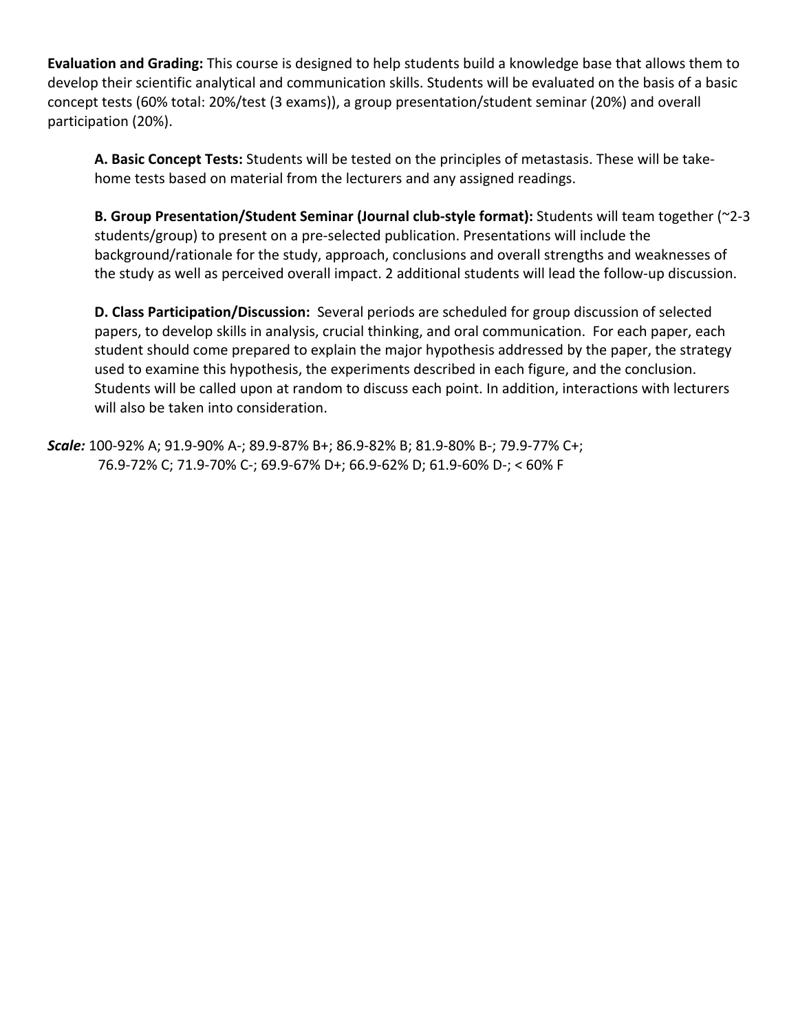**Evaluation and Grading:** This course is designed to help students build a knowledge base that allows them to develop their scientific analytical and communication skills. Students will be evaluated on the basis of a basic concept tests (60% total: 20%/test (3 exams)), a group presentation/student seminar (20%) and overall participation (20%).

**A. Basic Concept Tests:** Students will be tested on the principles of metastasis. These will be take-home tests based on material from the lecturers and any assigned readings.

**B. Group Presentation/Student Seminar (Journal club-style format):** Students will team together (~2-3 students/group) to present on a pre-selected publication. Presentations will include the background/rationale for the study, approach, conclusions and overall strengths and weaknesses of the study as well as perceived overall impact. 2 additional students will lead the follow-up discussion.

**D. Class Participation/Discussion:** Several periods are scheduled for group discussion of selected papers, to develop skills in analysis, crucial thinking, and oral communication. For each paper, each student should come prepared to explain the major hypothesis addressed by the paper, the strategy used to examine this hypothesis, the experiments described in each figure, and the conclusion. Students will be called upon at random to discuss each point. In addition, interactions with lecturers will also be taken into consideration.

***Scale:*** 100-92% A; 91.9-90% A-; 89.9-87% B+; 86.9-82% B; 81.9-80% B-; 79.9-77% C+; 76.9-72% C; 71.9-70% C-; 69.9-67% D+; 66.9-62% D; 61.9-60% D-; < 60% F